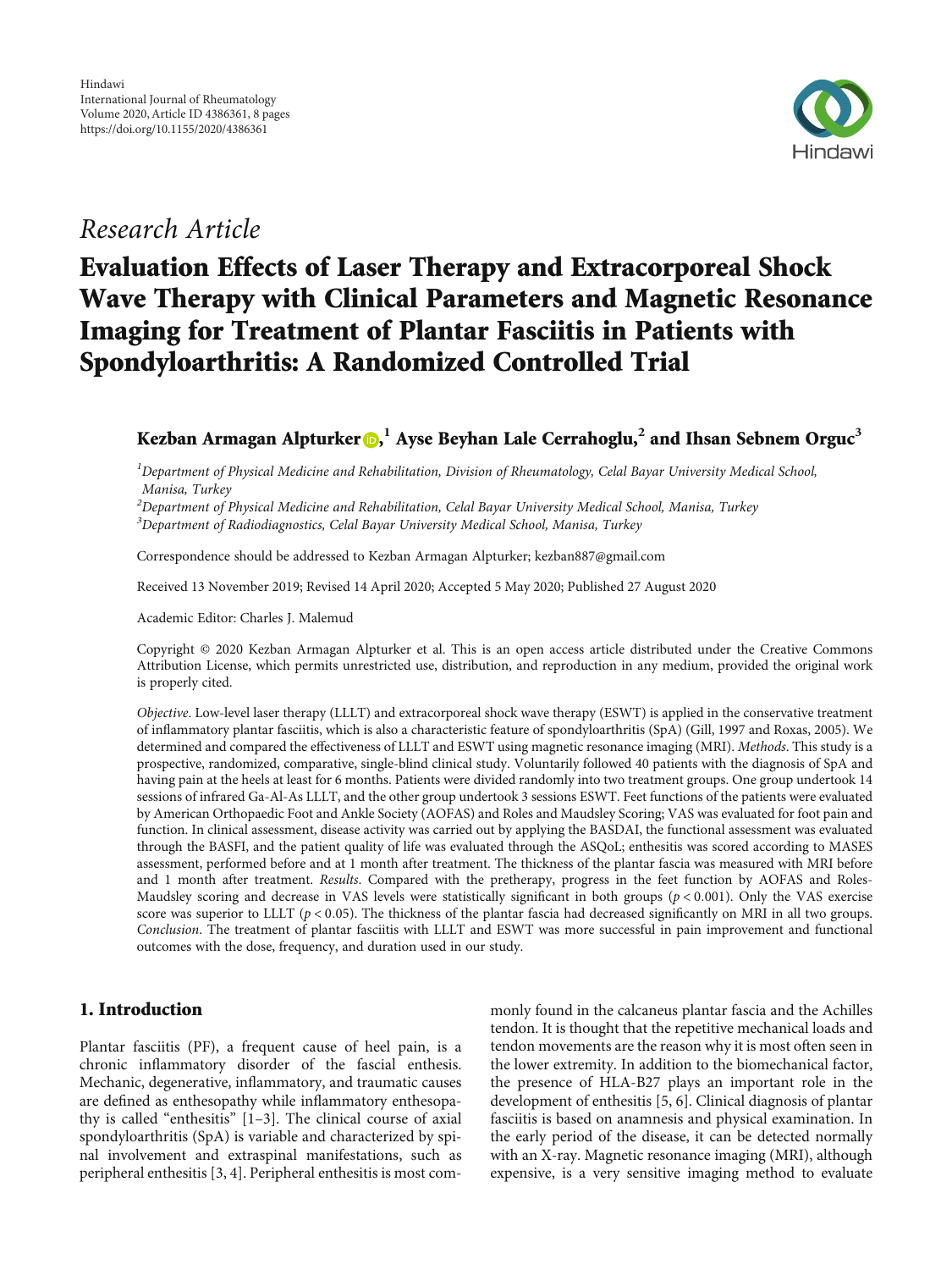Hindawi
International Journal of Rheumatology
Volume 2020, Article ID 4386361, 8 pages
https://doi.org/10.1155/2020/4386361

*Research Article*

# Evaluation Effects of Laser Therapy and Extracorporeal Shock Wave Therapy with Clinical Parameters and Magnetic Resonance Imaging for Treatment of Plantar Fasciitis in Patients with Spondyloarthritis: A Randomized Controlled Trial

**Kezban Armagan Alpturker**[1], **Ayse Beyhan Lale Cerrahoglu**[2], **and Ihsan Sebnem Orguc**[3]

[1] *Department of Physical Medicine and Rehabilitation, Division of Rheumatology, Celal Bayar University Medical School, Manisa, Turkey*
[2] *Department of Physical Medicine and Rehabilitation, Celal Bayar University Medical School, Manisa, Turkey*
[3] *Department of Radiodiagnostics, Celal Bayar University Medical School, Manisa, Turkey*

Correspondence should be addressed to Kezban Armagan Alpturker; kezban887@gmail.com

Received 13 November 2019; Revised 14 April 2020; Accepted 5 May 2020; Published 27 August 2020

Academic Editor: Charles J. Malemud

Copyright © 2020 Kezban Armagan Alpturker et al. This is an open access article distributed under the Creative Commons Attribution License, which permits unrestricted use, distribution, and reproduction in any medium, provided the original work is properly cited.

*Objective*. Low-level laser therapy (LLLT) and extracorporeal shock wave therapy (ESWT) is applied in the conservative treatment of inflammatory plantar fasciitis, which is also a characteristic feature of spondyloarthritis (SpA) (Gill, 1997 and Roxas, 2005). We determined and compared the effectiveness of LLLT and ESWT using magnetic resonance imaging (MRI). *Methods*. This study is a prospective, randomized, comparative, single-blind clinical study. Voluntarily followed 40 patients with the diagnosis of SpA and having pain at the heels at least for 6 months. Patients were divided randomly into two treatment groups. One group undertook 14 sessions of infrared Ga-Al-As LLLT, and the other group undertook 3 sessions ESWT. Feet functions of the patients were evaluated by American Orthopaedic Foot and Ankle Society (AOFAS) and Roles and Maudsley Scoring; VAS was evaluated for foot pain and function. In clinical assessment, disease activity was carried out by applying the BASDAI, the functional assessment was evaluated through the BASFI, and the patient quality of life was evaluated through the ASQoL; enthesitis was scored according to MASES assessment, performed before and at 1 month after treatment. The thickness of the plantar fascia was measured with MRI before and 1 month after treatment. *Results*. Compared with the pretherapy, progress in the feet function by AOFAS and Roles-Maudsley scoring and decrease in VAS levels were statistically significant in both groups ($p < 0.001$). Only the VAS exercise score was superior to LLLT ($p < 0.05$). The thickness of the plantar fascia had decreased significantly on MRI in all two groups. *Conclusion*. The treatment of plantar fasciitis with LLLT and ESWT was more successful in pain improvement and functional outcomes with the dose, frequency, and duration used in our study.

## 1. Introduction

Plantar fasciitis (PF), a frequent cause of heel pain, is a chronic inflammatory disorder of the fascial enthesis. Mechanic, degenerative, inflammatory, and traumatic causes are defined as enthesopathy while inflammatory enthesopathy is called "enthesitis" [1–3]. The clinical course of axial spondyloarthritis (SpA) is variable and characterized by spinal involvement and extraspinal manifestations, such as peripheral enthesitis [3, 4]. Peripheral enthesitis is most commonly found in the calcaneus plantar fascia and the Achilles tendon. It is thought that the repetitive mechanical loads and tendon movements are the reason why it is most often seen in the lower extremity. In addition to the biomechanical factor, the presence of HLA-B27 plays an important role in the development of enthesitis [5, 6]. Clinical diagnosis of plantar fasciitis is based on anamnesis and physical examination. In the early period of the disease, it can be detected normally with an X-ray. Magnetic resonance imaging (MRI), although expensive, is a very sensitive imaging method to evaluate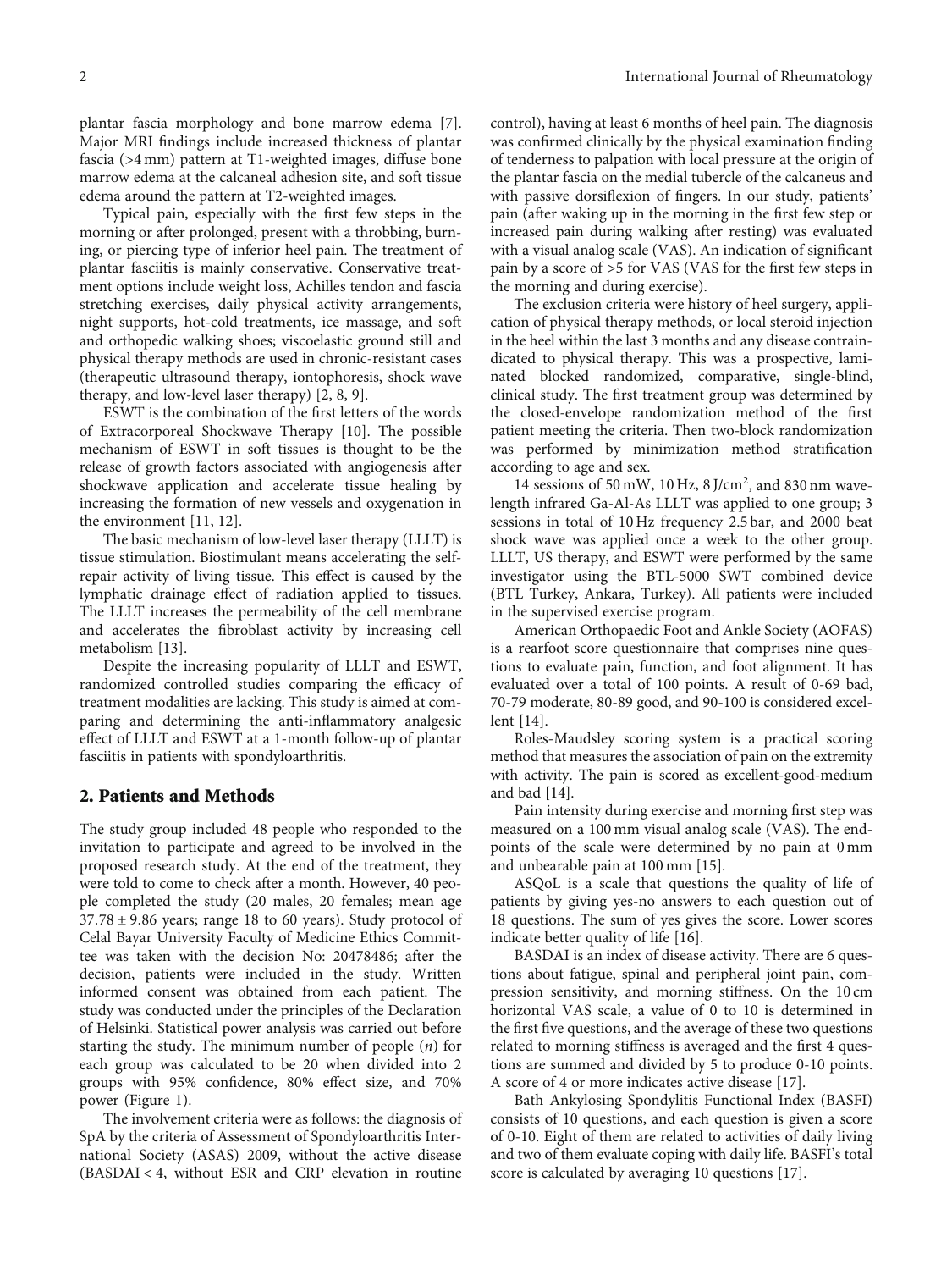plantar fascia morphology and bone marrow edema [7]. Major MRI findings include increased thickness of plantar fascia (>4 mm) pattern at T1-weighted images, diffuse bone marrow edema at the calcaneal adhesion site, and soft tissue edema around the pattern at T2-weighted images.

Typical pain, especially with the first few steps in the morning or after prolonged, present with a throbbing, burning, or piercing type of inferior heel pain. The treatment of plantar fasciitis is mainly conservative. Conservative treatment options include weight loss, Achilles tendon and fascia stretching exercises, daily physical activity arrangements, night supports, hot-cold treatments, ice massage, and soft and orthopedic walking shoes; viscoelastic ground still and physical therapy methods are used in chronic-resistant cases (therapeutic ultrasound therapy, iontophoresis, shock wave therapy, and low-level laser therapy) [2, 8, 9].

ESWT is the combination of the first letters of the words of Extracorporeal Shockwave Therapy [10]. The possible mechanism of ESWT in soft tissues is thought to be the release of growth factors associated with angiogenesis after shockwave application and accelerate tissue healing by increasing the formation of new vessels and oxygenation in the environment [11, 12].

The basic mechanism of low-level laser therapy (LLLT) is tissue stimulation. Biostimulant means accelerating the self-repair activity of living tissue. This effect is caused by the lymphatic drainage effect of radiation applied to tissues. The LLLT increases the permeability of the cell membrane and accelerates the fibroblast activity by increasing cell metabolism [13].

Despite the increasing popularity of LLLT and ESWT, randomized controlled studies comparing the efficacy of treatment modalities are lacking. This study is aimed at comparing and determining the anti-inflammatory analgesic effect of LLLT and ESWT at a 1-month follow-up of plantar fasciitis in patients with spondyloarthritis.

## 2. Patients and Methods

The study group included 48 people who responded to the invitation to participate and agreed to be involved in the proposed research study. At the end of the treatment, they were told to come to check after a month. However, 40 people completed the study (20 males, 20 females; mean age $37.78 \pm 9.86$ years; range 18 to 60 years). Study protocol of Celal Bayar University Faculty of Medicine Ethics Committee was taken with the decision No: 20478486; after the decision, patients were included in the study. Written informed consent was obtained from each patient. The study was conducted under the principles of the Declaration of Helsinki. Statistical power analysis was carried out before starting the study. The minimum number of people ($n$) for each group was calculated to be 20 when divided into 2 groups with 95% confidence, 80% effect size, and 70% power (Figure 1).

The involvement criteria were as follows: the diagnosis of SpA by the criteria of Assessment of Spondyloarthritis International Society (ASAS) 2009, without the active disease (BASDAI < 4, without ESR and CRP elevation in routine control), having at least 6 months of heel pain. The diagnosis was confirmed clinically by the physical examination finding of tenderness to palpation with local pressure at the origin of the plantar fascia on the medial tubercle of the calcaneus and with passive dorsiflexion of fingers. In our study, patients' pain (after waking up in the morning in the first few step or increased pain during walking after resting) was evaluated with a visual analog scale (VAS). An indication of significant pain by a score of >5 for VAS (VAS for the first few steps in the morning and during exercise).

The exclusion criteria were history of heel surgery, application of physical therapy methods, or local steroid injection in the heel within the last 3 months and any disease contraindicated to physical therapy. This was a prospective, laminated blocked randomized, comparative, single-blind, clinical study. The first treatment group was determined by the closed-envelope randomization method of the first patient meeting the criteria. Then two-block randomization was performed by minimization method stratification according to age and sex.

14 sessions of 50 mW, 10 Hz, 8 J/cm$^2$, and 830 nm wavelength infrared Ga-Al-As LLLT was applied to one group; 3 sessions in total of 10 Hz frequency 2.5 bar, and 2000 beat shock wave was applied once a week to the other group. LLLT, US therapy, and ESWT were performed by the same investigator using the BTL-5000 SWT combined device (BTL Turkey, Ankara, Turkey). All patients were included in the supervised exercise program.

American Orthopaedic Foot and Ankle Society (AOFAS) is a rearfoot score questionnaire that comprises nine questions to evaluate pain, function, and foot alignment. It has evaluated over a total of 100 points. A result of 0-69 bad, 70-79 moderate, 80-89 good, and 90-100 is considered excellent [14].

Roles-Maudsley scoring system is a practical scoring method that measures the association of pain on the extremity with activity. The pain is scored as excellent-good-medium and bad [14].

Pain intensity during exercise and morning first step was measured on a 100 mm visual analog scale (VAS). The endpoints of the scale were determined by no pain at 0 mm and unbearable pain at 100 mm [15].

ASQoL is a scale that questions the quality of life of patients by giving yes-no answers to each question out of 18 questions. The sum of yes gives the score. Lower scores indicate better quality of life [16].

BASDAI is an index of disease activity. There are 6 questions about fatigue, spinal and peripheral joint pain, compression sensitivity, and morning stiffness. On the 10 cm horizontal VAS scale, a value of 0 to 10 is determined in the first five questions, and the average of these two questions related to morning stiffness is averaged and the first 4 questions are summed and divided by 5 to produce 0-10 points. A score of 4 or more indicates active disease [17].

Bath Ankylosing Spondylitis Functional Index (BASFI) consists of 10 questions, and each question is given a score of 0-10. Eight of them are related to activities of daily living and two of them evaluate coping with daily life. BASFI's total score is calculated by averaging 10 questions [17].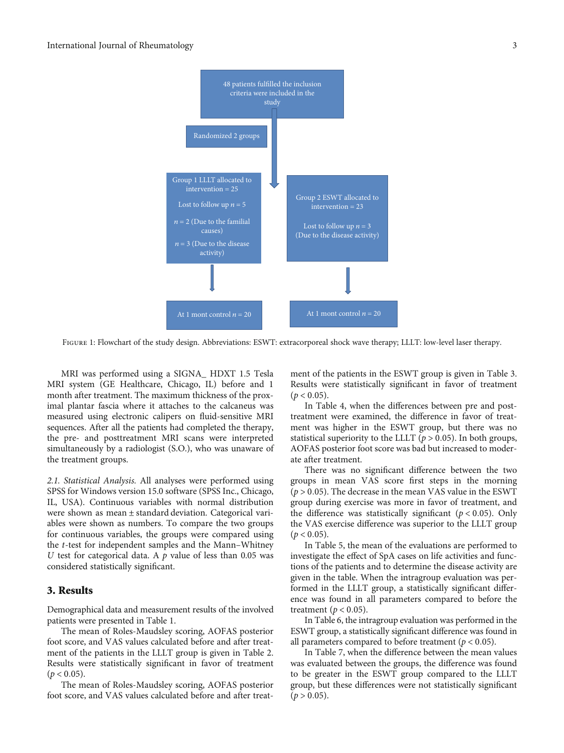48 patients fulfilled the inclusion criteria were included in the study

Randomized 2 groups

Group 1 LLLT allocated to intervention = 25

Lost to follow up $n = 5$

$n = 2$ (Due to the familial causes)

$n = 3$ (Due to the disease activity)

Group 2 ESWT allocated to intervention = 23

Lost to follow up $n = 3$ (Due to the disease activity)

At 1 mont control $n = 20$

At 1 mont control $n = 20$

Figure 1: Flowchart of the study design. Abbreviations: ESWT: extracorporeal shock wave therapy; LLLT: low-level laser therapy.

MRI was performed using a SIGNA_ HDXT 1.5 Tesla MRI system (GE Healthcare, Chicago, IL) before and 1 month after treatment. The maximum thickness of the proximal plantar fascia where it attaches to the calcaneus was measured using electronic calipers on fluid-sensitive MRI sequences. After all the patients had completed the therapy, the pre- and posttreatment MRI scans were interpreted simultaneously by a radiologist (S.O.), who was unaware of the treatment groups.

*2.1. Statistical Analysis.* All analyses were performed using SPSS for Windows version 15.0 software (SPSS Inc., Chicago, IL, USA). Continuous variables with normal distribution were shown as mean ± standard deviation. Categorical variables were shown as numbers. To compare the two groups for continuous variables, the groups were compared using the *t*-test for independent samples and the Mann–Whitney *U* test for categorical data. A $p$ value of less than 0.05 was considered statistically significant.

## 3. Results

Demographical data and measurement results of the involved patients were presented in Table 1.

The mean of Roles-Maudsley scoring, AOFAS posterior foot score, and VAS values calculated before and after treatment of the patients in the LLLT group is given in Table 2. Results were statistically significant in favor of treatment ($p < 0.05$).

The mean of Roles-Maudsley scoring, AOFAS posterior foot score, and VAS values calculated before and after treatment of the patients in the ESWT group is given in Table 3. Results were statistically significant in favor of treatment ($p < 0.05$).

In Table 4, when the differences between pre and posttreatment were examined, the difference in favor of treatment was higher in the ESWT group, but there was no statistical superiority to the LLLT ($p > 0.05$). In both groups, AOFAS posterior foot score was bad but increased to moderate after treatment.

There was no significant difference between the two groups in mean VAS score first steps in the morning ($p > 0.05$). The decrease in the mean VAS value in the ESWT group during exercise was more in favor of treatment, and the difference was statistically significant ($p < 0.05$). Only the VAS exercise difference was superior to the LLLT group ($p < 0.05$).

In Table 5, the mean of the evaluations are performed to investigate the effect of SpA cases on life activities and functions of the patients and to determine the disease activity are given in the table. When the intragroup evaluation was performed in the LLLT group, a statistically significant difference was found in all parameters compared to before the treatment ($p < 0.05$).

In Table 6, the intragroup evaluation was performed in the ESWT group, a statistically significant difference was found in all parameters compared to before treatment ($p < 0.05$).

In Table 7, when the difference between the mean values was evaluated between the groups, the difference was found to be greater in the ESWT group compared to the LLLT group, but these differences were not statistically significant ($p > 0.05$).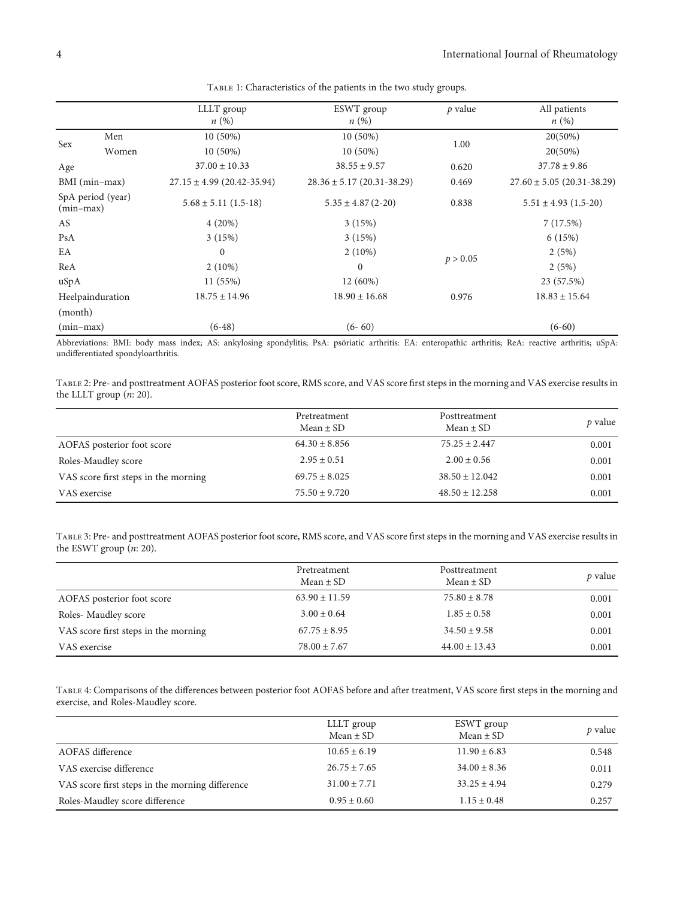Table 1: Characteristics of the patients in the two study groups.

| | | LLLT group $n$ (%) | ESWT group $n$ (%) | $p$ value | All patients $n$ (%) |
|---|---|---|---|---|---|
| Sex | Men | 10 (50%) | 10 (50%) | 1.00 | 20(50%) |
| | Women | 10 (50%) | 10 (50%) | | 20(50%) |
| Age | | 37.00 ± 10.33 | 38.55 ± 9.57 | 0.620 | 37.78 ± 9.86 |
| BMI (min–max) | | 27.15 ± 4.99 (20.42-35.94) | 28.36 ± 5.17 (20.31-38.29) | 0.469 | 27.60 ± 5.05 (20.31-38.29) |
| SpA period (year) (min–max) | | 5.68 ± 5.11 (1.5-18) | 5.35 ± 4.87 (2-20) | 0.838 | 5.51 ± 4.93 (1.5-20) |
| AS | | 4 (20%) | 3 (15%) | $p > 0.05$ | 7 (17.5%) |
| PsA | | 3 (15%) | 3 (15%) | | 6 (15%) |
| EA | | 0 | 2 (10%) | | 2 (5%) |
| ReA | | 2 (10%) | 0 | | 2 (5%) |
| uSpA | | 11 (55%) | 12 (60%) | | 23 (57.5%) |
| Heelpainduration (month) (min–max) | | 18.75 ± 14.96 (6-48) | 18.90 ± 16.68 (6- 60) | 0.976 | 18.83 ± 15.64 (6-60) |

Abbreviations: BMI: body mass index; AS: ankylosing spondylitis; PsA: psöriatic arthritis: EA: enteropathic arthritis; ReA: reactive arthritis; uSpA: undifferentiated spondyloarthritis.

Table 2: Pre- and posttreatment AOFAS posterior foot score, RMS score, and VAS score first steps in the morning and VAS exercise results in the LLLT group ($n$: 20).

| | Pretreatment Mean ± SD | Posttreatment Mean ± SD | $p$ value |
|---|---|---|---|
| AOFAS posterior foot score | 64.30 ± 8.856 | 75.25 ± 2.447 | 0.001 |
| Roles-Maudley score | 2.95 ± 0.51 | 2.00 ± 0.56 | 0.001 |
| VAS score first steps in the morning | 69.75 ± 8.025 | 38.50 ± 12.042 | 0.001 |
| VAS exercise | 75.50 ± 9.720 | 48.50 ± 12.258 | 0.001 |

Table 3: Pre- and posttreatment AOFAS posterior foot score, RMS score, and VAS score first steps in the morning and VAS exercise results in the ESWT group ($n$: 20).

| | Pretreatment Mean ± SD | Posttreatment Mean ± SD | $p$ value |
|---|---|---|---|
| AOFAS posterior foot score | 63.90 ± 11.59 | 75.80 ± 8.78 | 0.001 |
| Roles- Maudley score | 3.00 ± 0.64 | 1.85 ± 0.58 | 0.001 |
| VAS score first steps in the morning | 67.75 ± 8.95 | 34.50 ± 9.58 | 0.001 |
| VAS exercise | 78.00 ± 7.67 | 44.00 ± 13.43 | 0.001 |

Table 4: Comparisons of the differences between posterior foot AOFAS before and after treatment, VAS score first steps in the morning and exercise, and Roles-Maudley score.

| | LLLT group Mean ± SD | ESWT group Mean ± SD | $p$ value |
|---|---|---|---|
| AOFAS difference | 10.65 ± 6.19 | 11.90 ± 6.83 | 0.548 |
| VAS exercise difference | 26.75 ± 7.65 | 34.00 ± 8.36 | 0.011 |
| VAS score first steps in the morning difference | 31.00 ± 7.71 | 33.25 ± 4.94 | 0.279 |
| Roles-Maudley score difference | 0.95 ± 0.60 | 1.15 ± 0.48 | 0.257 |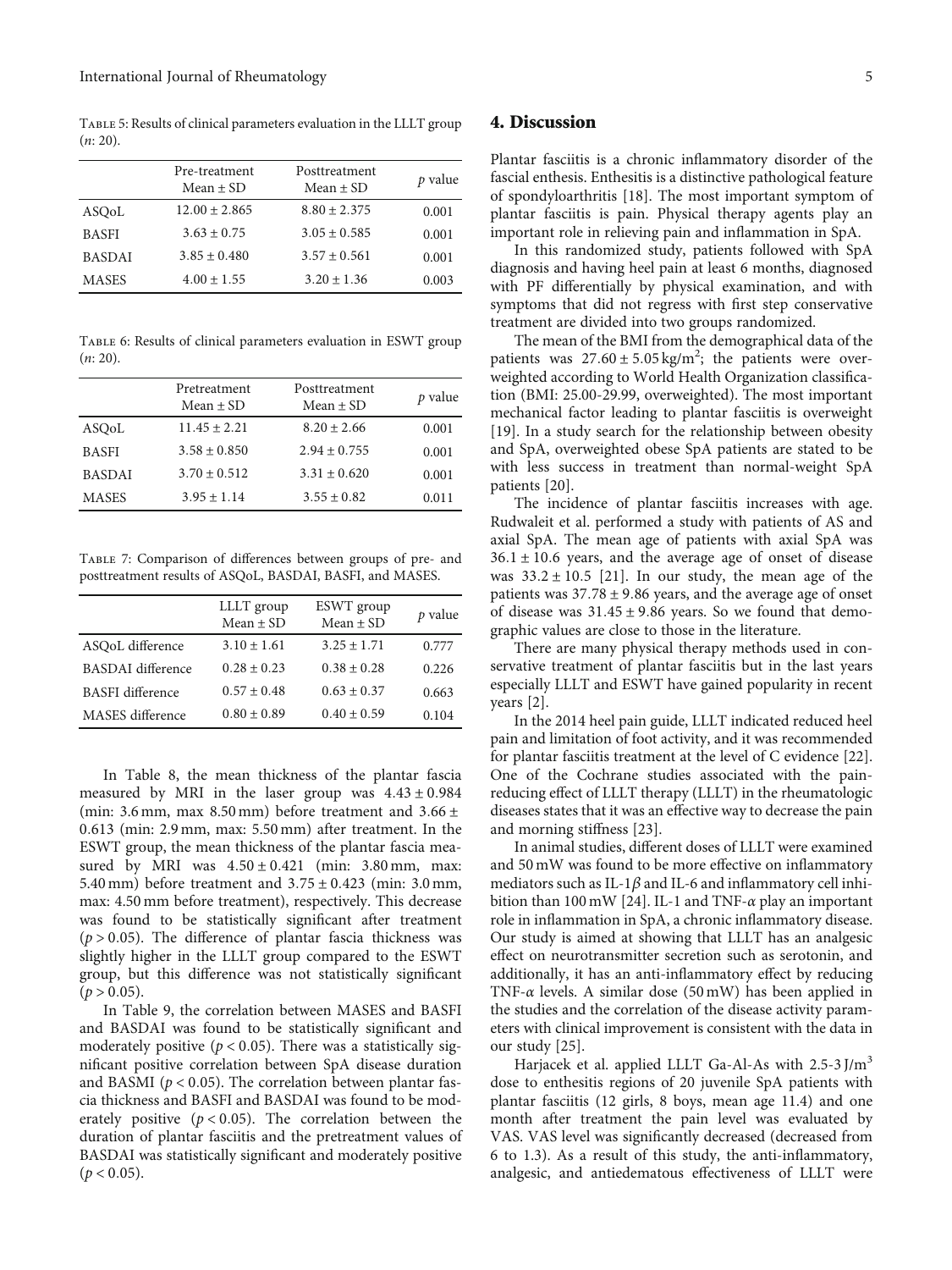Table 5: Results of clinical parameters evaluation in the LLLT group ($n$: 20).

| | Pre-treatment Mean ± SD | Posttreatment Mean ± SD | $p$ value |
|---|---|---|---|
| ASQoL | $12.00 \pm 2.865$ | $8.80 \pm 2.375$ | 0.001 |
| BASFI | $3.63 \pm 0.75$ | $3.05 \pm 0.585$ | 0.001 |
| BASDAI | $3.85 \pm 0.480$ | $3.57 \pm 0.561$ | 0.001 |
| MASES | $4.00 \pm 1.55$ | $3.20 \pm 1.36$ | 0.003 |

Table 6: Results of clinical parameters evaluation in ESWT group ($n$: 20).

| | Pretreatment Mean ± SD | Posttreatment Mean ± SD | $p$ value |
|---|---|---|---|
| ASQoL | $11.45 \pm 2.21$ | $8.20 \pm 2.66$ | 0.001 |
| BASFI | $3.58 \pm 0.850$ | $2.94 \pm 0.755$ | 0.001 |
| BASDAI | $3.70 \pm 0.512$ | $3.31 \pm 0.620$ | 0.001 |
| MASES | $3.95 \pm 1.14$ | $3.55 \pm 0.82$ | 0.011 |

Table 7: Comparison of differences between groups of pre- and posttreatment results of ASQoL, BASDAI, BASFI, and MASES.

| | LLLT group Mean ± SD | ESWT group Mean ± SD | $p$ value |
|---|---|---|---|
| ASQoL difference | $3.10 \pm 1.61$ | $3.25 \pm 1.71$ | 0.777 |
| BASDAI difference | $0.28 \pm 0.23$ | $0.38 \pm 0.28$ | 0.226 |
| BASFI difference | $0.57 \pm 0.48$ | $0.63 \pm 0.37$ | 0.663 |
| MASES difference | $0.80 \pm 0.89$ | $0.40 \pm 0.59$ | 0.104 |

In Table 8, the mean thickness of the plantar fascia measured by MRI in the laser group was $4.43 \pm 0.984$ (min: 3.6 mm, max 8.50 mm) before treatment and $3.66 \pm 0.613$ (min: 2.9 mm, max: 5.50 mm) after treatment. In the ESWT group, the mean thickness of the plantar fascia measured by MRI was $4.50 \pm 0.421$ (min: 3.80 mm, max: 5.40 mm) before treatment and $3.75 \pm 0.423$ (min: 3.0 mm, max: 4.50 mm before treatment), respectively. This decrease was found to be statistically significant after treatment ($p > 0.05$). The difference of plantar fascia thickness was slightly higher in the LLLT group compared to the ESWT group, but this difference was not statistically significant ($p > 0.05$).

In Table 9, the correlation between MASES and BASFI and BASDAI was found to be statistically significant and moderately positive ($p < 0.05$). There was a statistically significant positive correlation between SpA disease duration and BASMI ($p < 0.05$). The correlation between plantar fascia thickness and BASFI and BASDAI was found to be moderately positive ($p < 0.05$). The correlation between the duration of plantar fasciitis and the pretreatment values of BASDAI was statistically significant and moderately positive ($p < 0.05$).

## 4. Discussion

Plantar fasciitis is a chronic inflammatory disorder of the fascial enthesis. Enthesitis is a distinctive pathological feature of spondyloarthritis [18]. The most important symptom of plantar fasciitis is pain. Physical therapy agents play an important role in relieving pain and inflammation in SpA.

In this randomized study, patients followed with SpA diagnosis and having heel pain at least 6 months, diagnosed with PF differentially by physical examination, and with symptoms that did not regress with first step conservative treatment are divided into two groups randomized.

The mean of the BMI from the demographical data of the patients was $27.60 \pm 5.05\,\text{kg/m}^2$; the patients were overweighted according to World Health Organization classification (BMI: 25.00-29.99, overweighted). The most important mechanical factor leading to plantar fasciitis is overweight [19]. In a study search for the relationship between obesity and SpA, overweighted obese SpA patients are stated to be with less success in treatment than normal-weight SpA patients [20].

The incidence of plantar fasciitis increases with age. Rudwaleit et al. performed a study with patients of AS and axial SpA. The mean age of patients with axial SpA was $36.1 \pm 10.6$ years, and the average age of onset of disease was $33.2 \pm 10.5$ [21]. In our study, the mean age of the patients was $37.78 \pm 9.86$ years, and the average age of onset of disease was $31.45 \pm 9.86$ years. So we found that demographic values are close to those in the literature.

There are many physical therapy methods used in conservative treatment of plantar fasciitis but in the last years especially LLLT and ESWT have gained popularity in recent years [2].

In the 2014 heel pain guide, LLLT indicated reduced heel pain and limitation of foot activity, and it was recommended for plantar fasciitis treatment at the level of C evidence [22]. One of the Cochrane studies associated with the pain-reducing effect of LLLT therapy (LLLT) in the rheumatologic diseases states that it was an effective way to decrease the pain and morning stiffness [23].

In animal studies, different doses of LLLT were examined and 50 mW was found to be more effective on inflammatory mediators such as IL-$1\beta$ and IL-6 and inflammatory cell inhibition than 100 mW [24]. IL-1 and TNF-$\alpha$ play an important role in inflammation in SpA, a chronic inflammatory disease. Our study is aimed at showing that LLLT has an analgesic effect on neurotransmitter secretion such as serotonin, and additionally, it has an anti-inflammatory effect by reducing TNF-$\alpha$ levels. A similar dose (50 mW) has been applied in the studies and the correlation of the disease activity parameters with clinical improvement is consistent with the data in our study [25].

Harjacek et al. applied LLLT Ga-Al-As with 2.5-3 J/m$^3$ dose to enthesitis regions of 20 juvenile SpA patients with plantar fasciitis (12 girls, 8 boys, mean age 11.4) and one month after treatment the pain level was evaluated by VAS. VAS level was significantly decreased (decreased from 6 to 1.3). As a result of this study, the anti-inflammatory, analgesic, and antiedematous effectiveness of LLLT were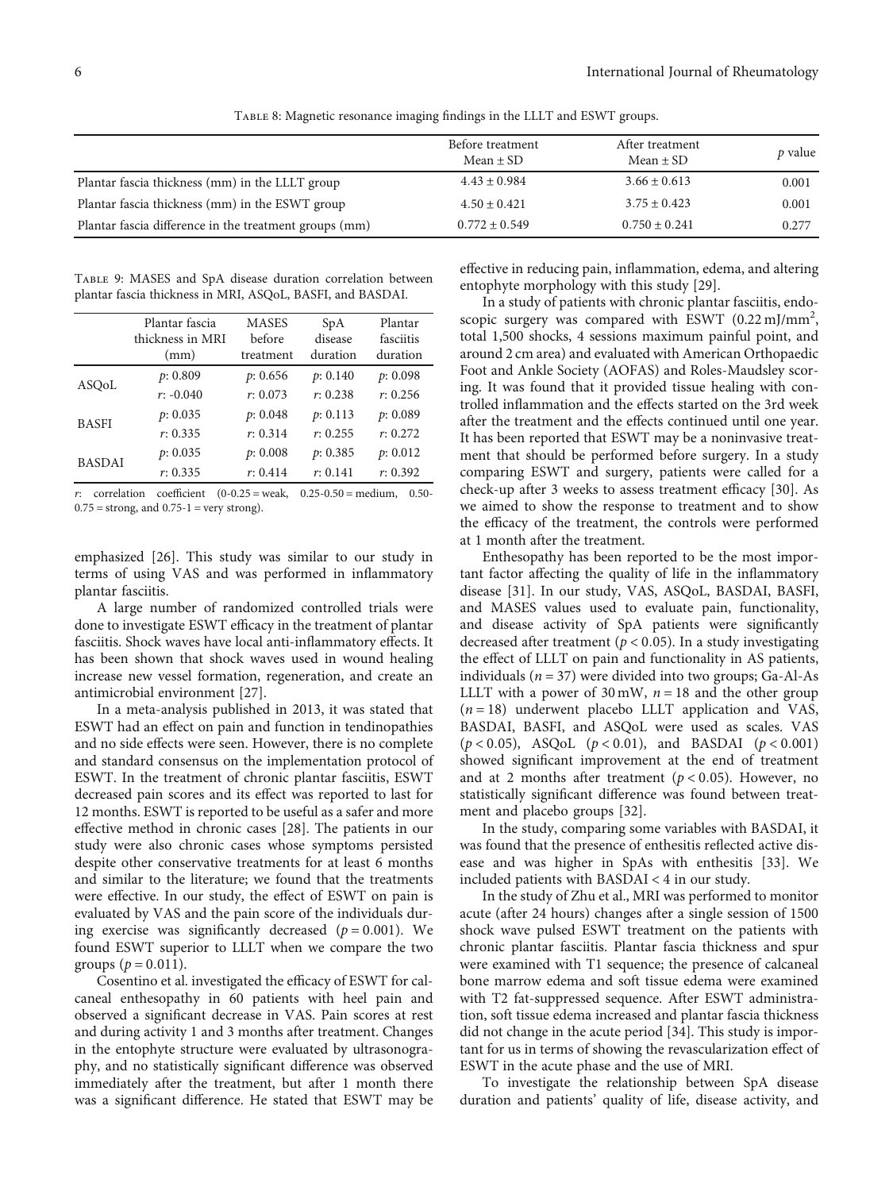Table 8: Magnetic resonance imaging findings in the LLLT and ESWT groups.

| | Before treatment Mean ± SD | After treatment Mean ± SD | $p$ value |
|---|---|---|---|
| Plantar fascia thickness (mm) in the LLLT group | 4.43 ± 0.984 | 3.66 ± 0.613 | 0.001 |
| Plantar fascia thickness (mm) in the ESWT group | 4.50 ± 0.421 | 3.75 ± 0.423 | 0.001 |
| Plantar fascia difference in the treatment groups (mm) | 0.772 ± 0.549 | 0.750 ± 0.241 | 0.277 |

Table 9: MASES and SpA disease duration correlation between plantar fascia thickness in MRI, ASQoL, BASFI, and BASDAI.

| | | Plantar fascia thickness in MRI (mm) | MASES before treatment | SpA disease duration | Plantar fasciitis duration |
|---|---|---|---|---|---|
| ASQoL | $p$ | 0.809 | 0.656 | 0.140 | 0.098 |
| | $r$ | -0.040 | 0.073 | 0.238 | 0.256 |
| BASFI | $p$ | 0.035 | 0.048 | 0.113 | 0.089 |
| | $r$ | 0.335 | 0.314 | 0.255 | 0.272 |
| BASDAI | $p$ | 0.035 | 0.008 | 0.385 | 0.012 |
| | $r$ | 0.335 | 0.414 | 0.141 | 0.392 |

$r$: correlation coefficient (0-0.25 = weak, 0.25-0.50 = medium, 0.50-0.75 = strong, and 0.75-1 = very strong).

emphasized [26]. This study was similar to our study in terms of using VAS and was performed in inflammatory plantar fasciitis.

A large number of randomized controlled trials were done to investigate ESWT efficacy in the treatment of plantar fasciitis. Shock waves have local anti-inflammatory effects. It has been shown that shock waves used in wound healing increase new vessel formation, regeneration, and create an antimicrobial environment [27].

In a meta-analysis published in 2013, it was stated that ESWT had an effect on pain and function in tendinopathies and no side effects were seen. However, there is no complete and standard consensus on the implementation protocol of ESWT. In the treatment of chronic plantar fasciitis, ESWT decreased pain scores and its effect was reported to last for 12 months. ESWT is reported to be useful as a safer and more effective method in chronic cases [28]. The patients in our study were also chronic cases whose symptoms persisted despite other conservative treatments for at least 6 months and similar to the literature; we found that the treatments were effective. In our study, the effect of ESWT on pain is evaluated by VAS and the pain score of the individuals during exercise was significantly decreased ($p = 0.001$). We found ESWT superior to LLLT when we compare the two groups ($p = 0.011$).

Cosentino et al. investigated the efficacy of ESWT for calcaneal enthesopathy in 60 patients with heel pain and observed a significant decrease in VAS. Pain scores at rest and during activity 1 and 3 months after treatment. Changes in the entophyte structure were evaluated by ultrasonography, and no statistically significant difference was observed immediately after the treatment, but after 1 month there was a significant difference. He stated that ESWT may be effective in reducing pain, inflammation, edema, and altering entophyte morphology with this study [29].

In a study of patients with chronic plantar fasciitis, endoscopic surgery was compared with ESWT (0.22 mJ/mm$^2$, total 1,500 shocks, 4 sessions maximum painful point, and around 2 cm area) and evaluated with American Orthopaedic Foot and Ankle Society (AOFAS) and Roles-Maudsley scoring. It was found that it provided tissue healing with controlled inflammation and the effects started on the 3rd week after the treatment and the effects continued until one year. It has been reported that ESWT may be a noninvasive treatment that should be performed before surgery. In a study comparing ESWT and surgery, patients were called for a check-up after 3 weeks to assess treatment efficacy [30]. As we aimed to show the response to treatment and to show the efficacy of the treatment, the controls were performed at 1 month after the treatment.

Enthesopathy has been reported to be the most important factor affecting the quality of life in the inflammatory disease [31]. In our study, VAS, ASQoL, BASDAI, BASFI, and MASES values used to evaluate pain, functionality, and disease activity of SpA patients were significantly decreased after treatment ($p < 0.05$). In a study investigating the effect of LLLT on pain and functionality in AS patients, individuals ($n = 37$) were divided into two groups; Ga-Al-As LLLT with a power of 30 mW, $n = 18$ and the other group ($n = 18$) underwent placebo LLLT application and VAS, BASDAI, BASFI, and ASQoL were used as scales. VAS ($p < 0.05$), ASQoL ($p < 0.01$), and BASDAI ($p < 0.001$) showed significant improvement at the end of treatment and at 2 months after treatment ($p < 0.05$). However, no statistically significant difference was found between treatment and placebo groups [32].

In the study, comparing some variables with BASDAI, it was found that the presence of enthesitis reflected active disease and was higher in SpAs with enthesitis [33]. We included patients with BASDAI < 4 in our study.

In the study of Zhu et al., MRI was performed to monitor acute (after 24 hours) changes after a single session of 1500 shock wave pulsed ESWT treatment on the patients with chronic plantar fasciitis. Plantar fascia thickness and spur were examined with T1 sequence; the presence of calcaneal bone marrow edema and soft tissue edema were examined with T2 fat-suppressed sequence. After ESWT administration, soft tissue edema increased and plantar fascia thickness did not change in the acute period [34]. This study is important for us in terms of showing the revascularization effect of ESWT in the acute phase and the use of MRI.

To investigate the relationship between SpA disease duration and patients' quality of life, disease activity, and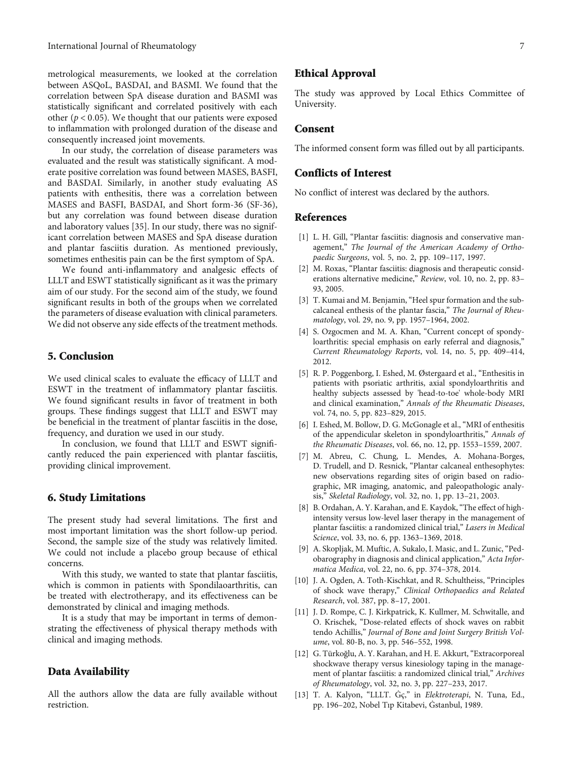metrological measurements, we looked at the correlation between ASQoL, BASDAI, and BASMI. We found that the correlation between SpA disease duration and BASMI was statistically significant and correlated positively with each other ($p < 0.05$). We thought that our patients were exposed to inflammation with prolonged duration of the disease and consequently increased joint movements.

In our study, the correlation of disease parameters was evaluated and the result was statistically significant. A moderate positive correlation was found between MASES, BASFI, and BASDAI. Similarly, in another study evaluating AS patients with enthesitis, there was a correlation between MASES and BASFI, BASDAI, and Short form-36 (SF-36), but any correlation was found between disease duration and laboratory values [35]. In our study, there was no significant correlation between MASES and SpA disease duration and plantar fasciitis duration. As mentioned previously, sometimes enthesitis pain can be the first symptom of SpA.

We found anti-inflammatory and analgesic effects of LLLT and ESWT statistically significant as it was the primary aim of our study. For the second aim of the study, we found significant results in both of the groups when we correlated the parameters of disease evaluation with clinical parameters. We did not observe any side effects of the treatment methods.

## 5. Conclusion

We used clinical scales to evaluate the efficacy of LLLT and ESWT in the treatment of inflammatory plantar fasciitis. We found significant results in favor of treatment in both groups. These findings suggest that LLLT and ESWT may be beneficial in the treatment of plantar fasciitis in the dose, frequency, and duration we used in our study.

In conclusion, we found that LLLT and ESWT significantly reduced the pain experienced with plantar fasciitis, providing clinical improvement.

## 6. Study Limitations

The present study had several limitations. The first and most important limitation was the short follow-up period. Second, the sample size of the study was relatively limited. We could not include a placebo group because of ethical concerns.

With this study, we wanted to state that plantar fasciitis, which is common in patients with Spondilaoarthritis, can be treated with electrotherapy, and its effectiveness can be demonstrated by clinical and imaging methods.

It is a study that may be important in terms of demonstrating the effectiveness of physical therapy methods with clinical and imaging methods.

## Data Availability

All the authors allow the data are fully available without restriction.

## Ethical Approval

The study was approved by Local Ethics Committee of University.

## Consent

The informed consent form was filled out by all participants.

## Conflicts of Interest

No conflict of interest was declared by the authors.

## References

[1] L. H. Gill, "Plantar fasciitis: diagnosis and conservative management," *The Journal of the American Academy of Orthopaedic Surgeons*, vol. 5, no. 2, pp. 109–117, 1997.

[2] M. Roxas, "Plantar fasciitis: diagnosis and therapeutic considerations alternative medicine," *Review*, vol. 10, no. 2, pp. 83–93, 2005.

[3] T. Kumai and M. Benjamin, "Heel spur formation and the subcalcaneal enthesis of the plantar fascia," *The Journal of Rheumatology*, vol. 29, no. 9, pp. 1957–1964, 2002.

[4] S. Ozgocmen and M. A. Khan, "Current concept of spondyloarthritis: special emphasis on early referral and diagnosis," *Current Rheumatology Reports*, vol. 14, no. 5, pp. 409–414, 2012.

[5] R. P. Poggenborg, I. Eshed, M. Østergaard et al., "Enthesitis in patients with psoriatic arthritis, axial spondyloarthritis and healthy subjects assessed by 'head-to-toe' whole-body MRI and clinical examination," *Annals of the Rheumatic Diseases*, vol. 74, no. 5, pp. 823–829, 2015.

[6] I. Eshed, M. Bollow, D. G. McGonagle et al., "MRI of enthesitis of the appendicular skeleton in spondyloarthritis," *Annals of the Rheumatic Diseases*, vol. 66, no. 12, pp. 1553–1559, 2007.

[7] M. Abreu, C. Chung, L. Mendes, A. Mohana-Borges, D. Trudell, and D. Resnick, "Plantar calcaneal enthesophytes: new observations regarding sites of origin based on radiographic, MR imaging, anatomic, and paleopathologic analysis," *Skeletal Radiology*, vol. 32, no. 1, pp. 13–21, 2003.

[8] B. Ordahan, A. Y. Karahan, and E. Kaydok, "The effect of high-intensity versus low-level laser therapy in the management of plantar fasciitis: a randomized clinical trial," *Lasers in Medical Science*, vol. 33, no. 6, pp. 1363–1369, 2018.

[9] A. Skopljak, M. Muftic, A. Sukalo, I. Masic, and L. Zunic, "Pedobarography in diagnosis and clinical application," *Acta Informatica Medica*, vol. 22, no. 6, pp. 374–378, 2014.

[10] J. A. Ogden, A. Toth-Kischkat, and R. Schultheiss, "Principles of shock wave therapy," *Clinical Orthopaedics and Related Research*, vol. 387, pp. 8–17, 2001.

[11] J. D. Rompe, C. J. Kirkpatrick, K. Kullmer, M. Schwitalle, and O. Krischek, "Dose-related effects of shock waves on rabbit tendo Achillis," *Journal of Bone and Joint Surgery British Volume*, vol. 80-B, no. 3, pp. 546–552, 1998.

[12] G. Türkoğlu, A. Y. Karahan, and H. E. Akkurt, "Extracorporeal shockwave therapy versus kinesiology taping in the management of plantar fasciitis: a randomized clinical trial," *Archives of Rheumatology*, vol. 32, no. 3, pp. 227–233, 2017.

[13] T. A. Kalyon, "LLLT. Ġç," in *Elektroterapi*, N. Tuna, Ed., pp. 196–202, Nobel Tıp Kitabevi, Ġstanbul, 1989.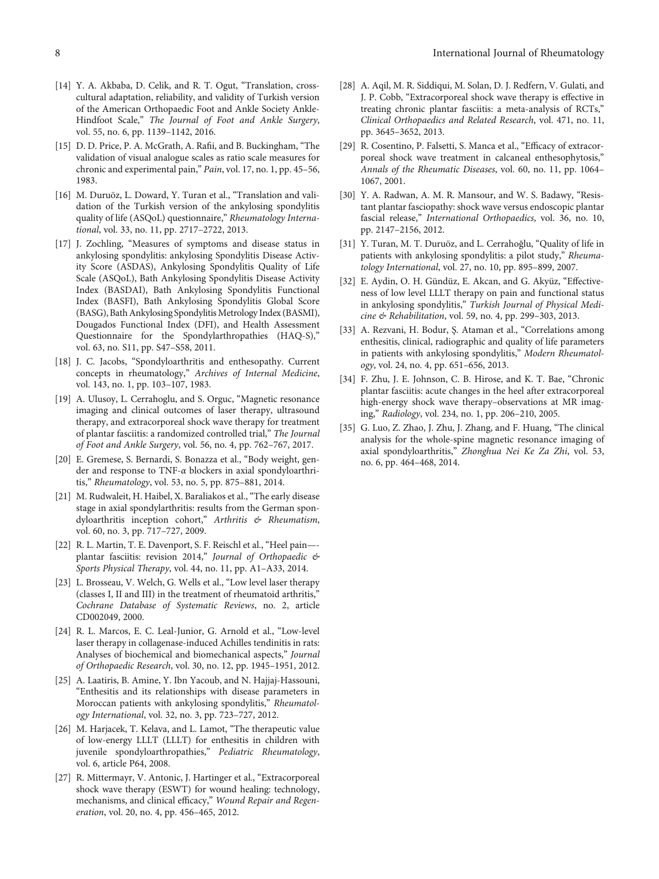[14] Y. A. Akbaba, D. Celik, and R. T. Ogut, "Translation, cross-cultural adaptation, reliability, and validity of Turkish version of the American Orthopaedic Foot and Ankle Society Ankle-Hindfoot Scale," *The Journal of Foot and Ankle Surgery*, vol. 55, no. 6, pp. 1139–1142, 2016.

[15] D. D. Price, P. A. McGrath, A. Rafii, and B. Buckingham, "The validation of visual analogue scales as ratio scale measures for chronic and experimental pain," *Pain*, vol. 17, no. 1, pp. 45–56, 1983.

[16] M. Duruöz, L. Doward, Y. Turan et al., "Translation and validation of the Turkish version of the ankylosing spondylitis quality of life (ASQoL) questionnaire," *Rheumatology International*, vol. 33, no. 11, pp. 2717–2722, 2013.

[17] J. Zochling, "Measures of symptoms and disease status in ankylosing spondylitis: ankylosing Spondylitis Disease Activity Score (ASDAS), Ankylosing Spondylitis Quality of Life Scale (ASQoL), Bath Ankylosing Spondylitis Disease Activity Index (BASDAI), Bath Ankylosing Spondylitis Functional Index (BASFI), Bath Ankylosing Spondylitis Global Score (BASG), Bath Ankylosing Spondylitis Metrology Index (BASMI), Dougados Functional Index (DFI), and Health Assessment Questionnaire for the Spondylarthropathies (HAQ-S)," vol. 63, no. S11, pp. S47–S58, 2011.

[18] J. C. Jacobs, "Spondyloarthritis and enthesopathy. Current concepts in rheumatology," *Archives of Internal Medicine*, vol. 143, no. 1, pp. 103–107, 1983.

[19] A. Ulusoy, L. Cerrahoglu, and S. Orguc, "Magnetic resonance imaging and clinical outcomes of laser therapy, ultrasound therapy, and extracorporeal shock wave therapy for treatment of plantar fasciitis: a randomized controlled trial," *The Journal of Foot and Ankle Surgery*, vol. 56, no. 4, pp. 762–767, 2017.

[20] E. Gremese, S. Bernardi, S. Bonazza et al., "Body weight, gender and response to TNF-$\alpha$ blockers in axial spondyloarthritis," *Rheumatology*, vol. 53, no. 5, pp. 875–881, 2014.

[21] M. Rudwaleit, H. Haibel, X. Baraliakos et al., "The early disease stage in axial spondylarthritis: results from the German spondyloarthritis inception cohort," *Arthritis & Rheumatism*, vol. 60, no. 3, pp. 717–727, 2009.

[22] R. L. Martin, T. E. Davenport, S. F. Reischl et al., "Heel pain—plantar fasciitis: revision 2014," *Journal of Orthopaedic & Sports Physical Therapy*, vol. 44, no. 11, pp. A1–A33, 2014.

[23] L. Brosseau, V. Welch, G. Wells et al., "Low level laser therapy (classes I, II and III) in the treatment of rheumatoid arthritis," *Cochrane Database of Systematic Reviews*, no. 2, article CD002049, 2000.

[24] R. L. Marcos, E. C. Leal-Junior, G. Arnold et al., "Low-level laser therapy in collagenase-induced Achilles tendinitis in rats: Analyses of biochemical and biomechanical aspects," *Journal of Orthopaedic Research*, vol. 30, no. 12, pp. 1945–1951, 2012.

[25] A. Laatiris, B. Amine, Y. Ibn Yacoub, and N. Hajjaj-Hassouni, "Enthesitis and its relationships with disease parameters in Moroccan patients with ankylosing spondylitis," *Rheumatology International*, vol. 32, no. 3, pp. 723–727, 2012.

[26] M. Harjacek, T. Kelava, and L. Lamot, "The therapeutic value of low-energy LLLT (LLLT) for enthesitis in children with juvenile spondyloarthropathies," *Pediatric Rheumatology*, vol. 6, article P64, 2008.

[27] R. Mittermayr, V. Antonic, J. Hartinger et al., "Extracorporeal shock wave therapy (ESWT) for wound healing: technology, mechanisms, and clinical efficacy," *Wound Repair and Regeneration*, vol. 20, no. 4, pp. 456–465, 2012.

[28] A. Aqil, M. R. Siddiqui, M. Solan, D. J. Redfern, V. Gulati, and J. P. Cobb, "Extracorporeal shock wave therapy is effective in treating chronic plantar fasciitis: a meta-analysis of RCTs," *Clinical Orthopaedics and Related Research*, vol. 471, no. 11, pp. 3645–3652, 2013.

[29] R. Cosentino, P. Falsetti, S. Manca et al., "Efficacy of extracorporeal shock wave treatment in calcaneal enthesophytosis," *Annals of the Rheumatic Diseases*, vol. 60, no. 11, pp. 1064–1067, 2001.

[30] Y. A. Radwan, A. M. R. Mansour, and W. S. Badawy, "Resistant plantar fasciopathy: shock wave versus endoscopic plantar fascial release," *International Orthopaedics*, vol. 36, no. 10, pp. 2147–2156, 2012.

[31] Y. Turan, M. T. Duruöz, and L. Cerrahoğlu, "Quality of life in patients with ankylosing spondylitis: a pilot study," *Rheumatology International*, vol. 27, no. 10, pp. 895–899, 2007.

[32] E. Aydin, O. H. Gündüz, E. Akcan, and G. Akyüz, "Effectiveness of low level LLLT therapy on pain and functional status in ankylosing spondylitis," *Turkish Journal of Physical Medicine & Rehabilitation*, vol. 59, no. 4, pp. 299–303, 2013.

[33] A. Rezvani, H. Bodur, Ş. Ataman et al., "Correlations among enthesitis, clinical, radiographic and quality of life parameters in patients with ankylosing spondylitis," *Modern Rheumatology*, vol. 24, no. 4, pp. 651–656, 2013.

[34] F. Zhu, J. E. Johnson, C. B. Hirose, and K. T. Bae, "Chronic plantar fasciitis: acute changes in the heel after extracorporeal high-energy shock wave therapy–observations at MR imaging," *Radiology*, vol. 234, no. 1, pp. 206–210, 2005.

[35] G. Luo, Z. Zhao, J. Zhu, J. Zhang, and F. Huang, "The clinical analysis for the whole-spine magnetic resonance imaging of axial spondyloarthritis," *Zhonghua Nei Ke Za Zhi*, vol. 53, no. 6, pp. 464–468, 2014.